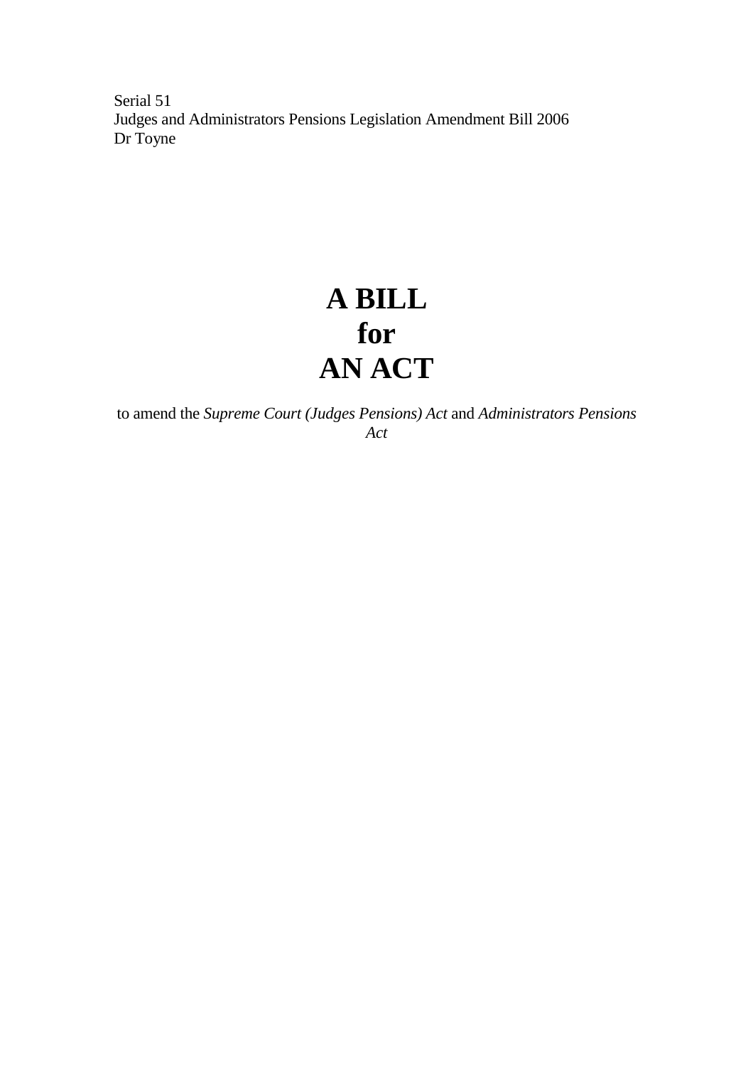Serial 51
Judges and Administrators Pensions Legislation Amendment Bill 2006
Dr Toyne

# A BILL
# for
# AN ACT

to amend the *Supreme Court (Judges Pensions) Act* and *Administrators Pensions Act*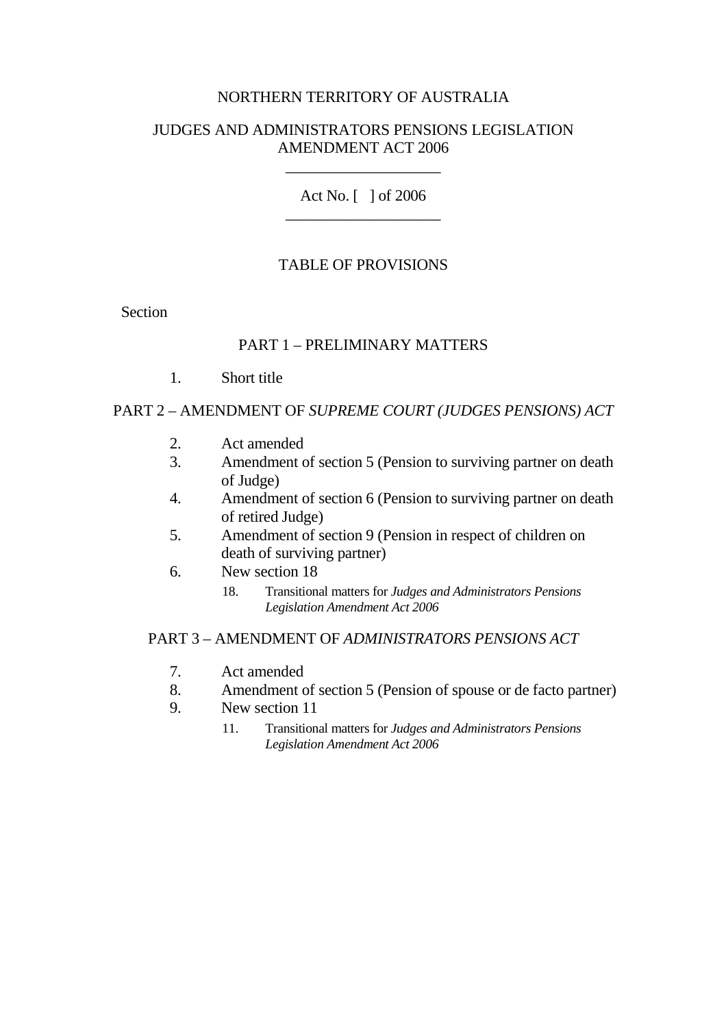NORTHERN TERRITORY OF AUSTRALIA

# JUDGES AND ADMINISTRATORS PENSIONS LEGISLATION AMENDMENT ACT 2006

____________________

Act No. [ ] of 2006

____________________

## TABLE OF PROVISIONS

Section

### PART 1 – PRELIMINARY MATTERS

1. Short title

### PART 2 – AMENDMENT OF *SUPREME COURT (JUDGES PENSIONS) ACT*

2. Act amended
3. Amendment of section 5 (Pension to surviving partner on death of Judge)
4. Amendment of section 6 (Pension to surviving partner on death of retired Judge)
5. Amendment of section 9 (Pension in respect of children on death of surviving partner)
6. New section 18
   - 18. Transitional matters for *Judges and Administrators Pensions Legislation Amendment Act 2006*

### PART 3 – AMENDMENT OF *ADMINISTRATORS PENSIONS ACT*

7. Act amended
8. Amendment of section 5 (Pension of spouse or de facto partner)
9. New section 11
   - 11. Transitional matters for *Judges and Administrators Pensions Legislation Amendment Act 2006*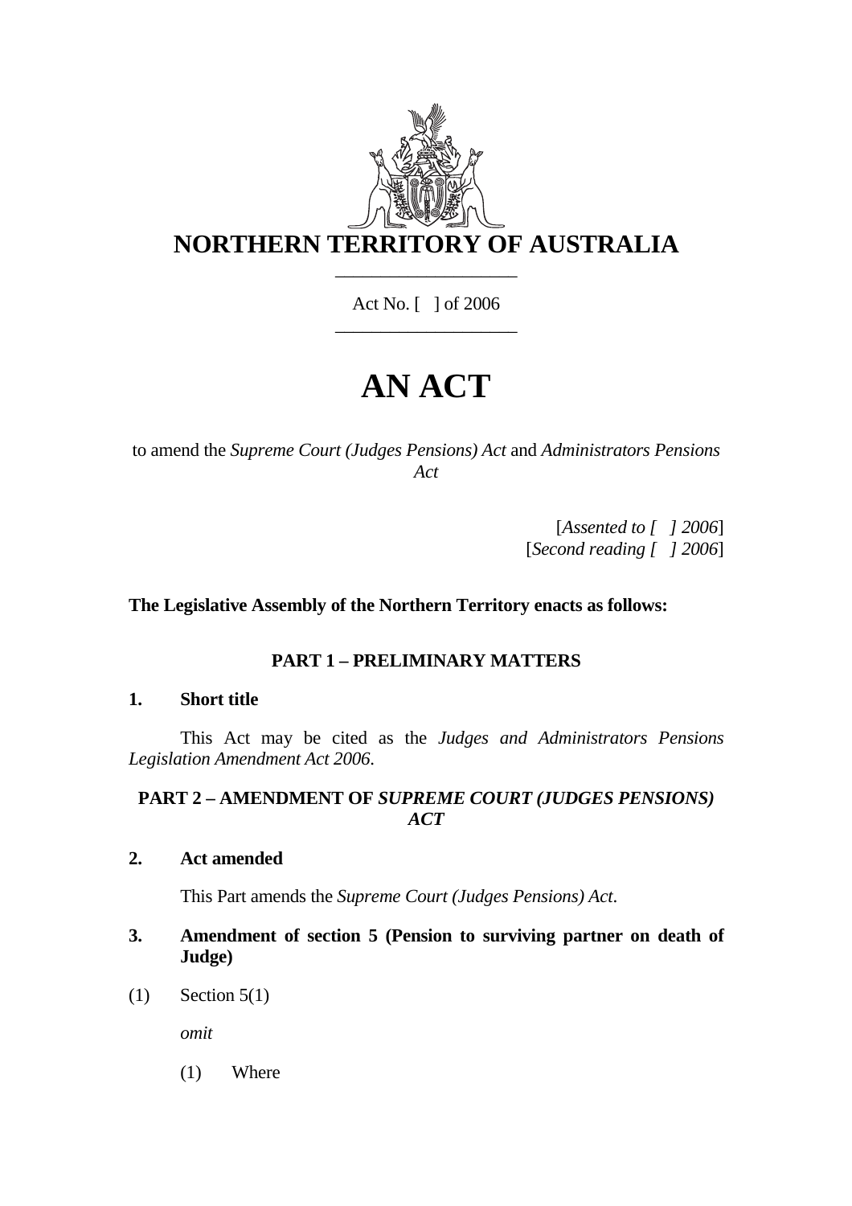# NORTHERN TERRITORY OF AUSTRALIA

Act No. [ ] of 2006

# AN ACT

to amend the *Supreme Court (Judges Pensions) Act* and *Administrators Pensions Act*

[*Assented to [ ] 2006*]
[*Second reading [ ] 2006*]

**The Legislative Assembly of the Northern Territory enacts as follows:**

## PART 1 – PRELIMINARY MATTERS

### 1. Short title

This Act may be cited as the *Judges and Administrators Pensions Legislation Amendment Act 2006*.

## PART 2 – AMENDMENT OF *SUPREME COURT (JUDGES PENSIONS) ACT*

### 2. Act amended

This Part amends the *Supreme Court (Judges Pensions) Act*.

### 3. Amendment of section 5 (Pension to surviving partner on death of Judge)

(1) Section 5(1)

*omit*

(1) Where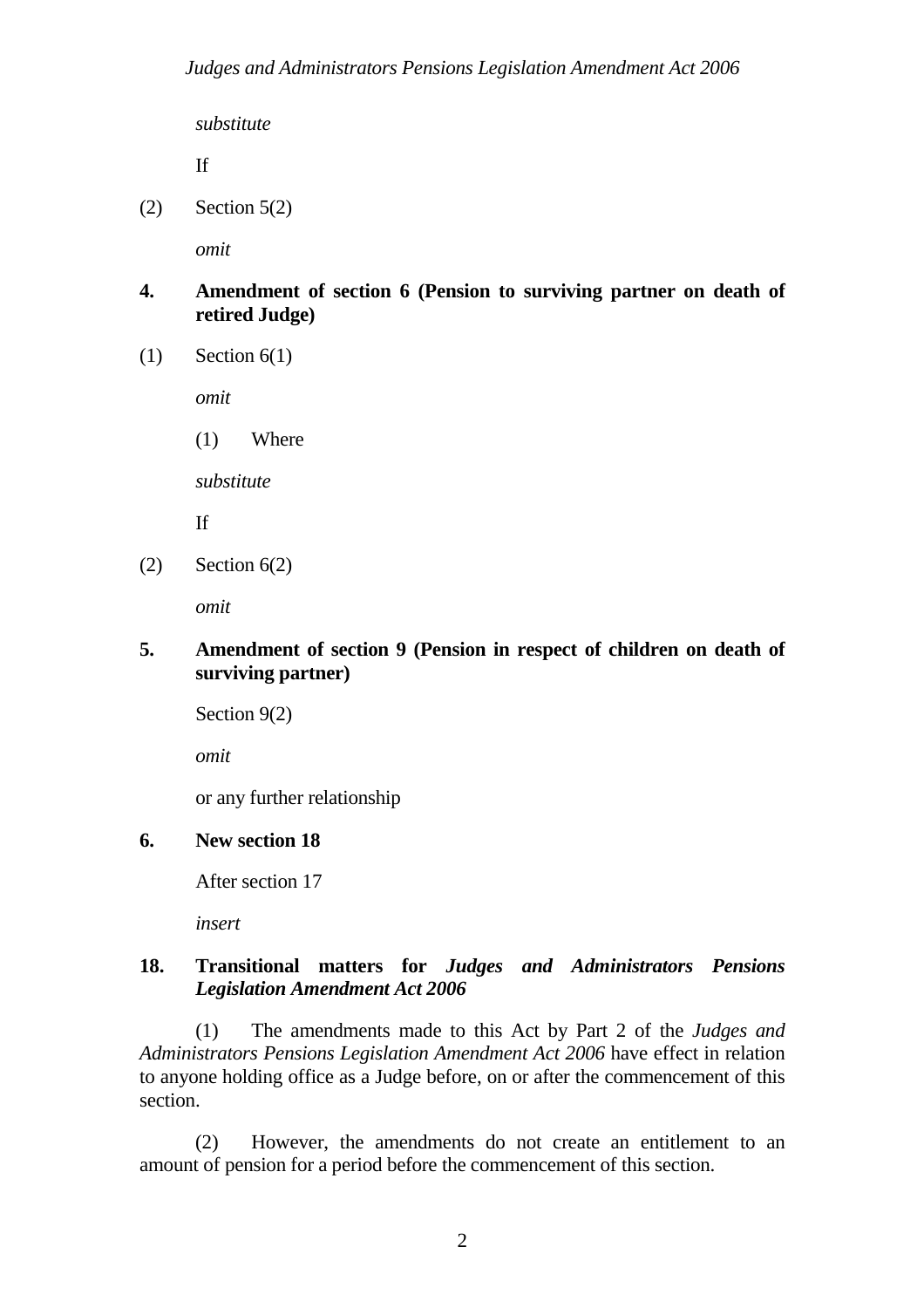*substitute*

If

(2) Section 5(2)

*omit*

**4. Amendment of section 6 (Pension to surviving partner on death of retired Judge)**

(1) Section 6(1)

*omit*

(1) Where

*substitute*

If

(2) Section 6(2)

*omit*

**5. Amendment of section 9 (Pension in respect of children on death of surviving partner)**

Section 9(2)

*omit*

or any further relationship

**6. New section 18**

After section 17

*insert*

**18. Transitional matters for *Judges and Administrators Pensions Legislation Amendment Act 2006***

(1) The amendments made to this Act by Part 2 of the *Judges and Administrators Pensions Legislation Amendment Act 2006* have effect in relation to anyone holding office as a Judge before, on or after the commencement of this section.

(2) However, the amendments do not create an entitlement to an amount of pension for a period before the commencement of this section.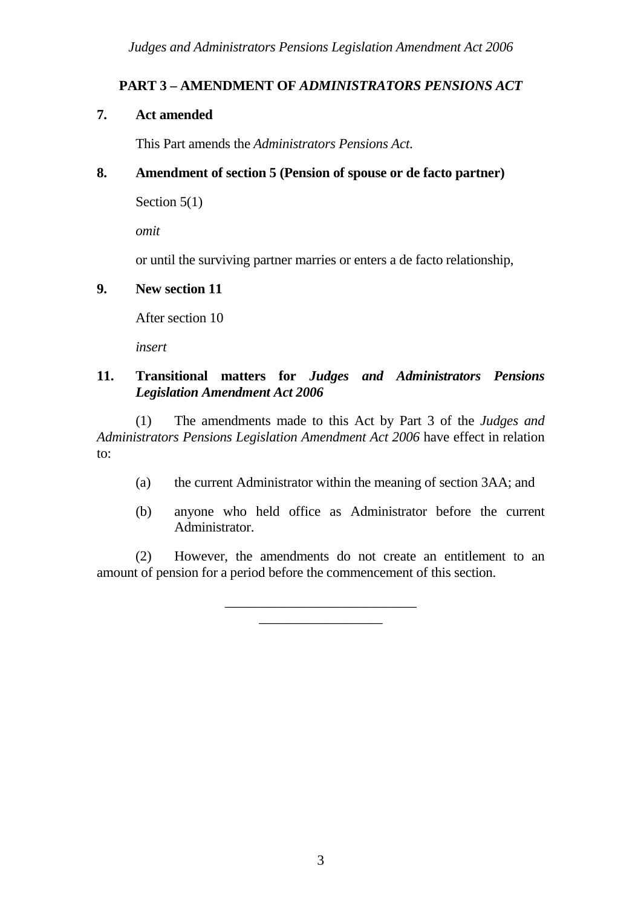## PART 3 – AMENDMENT OF *ADMINISTRATORS PENSIONS ACT*

### 7. Act amended

This Part amends the *Administrators Pensions Act*.

### 8. Amendment of section 5 (Pension of spouse or de facto partner)

Section 5(1)

*omit*

or until the surviving partner marries or enters a de facto relationship,

### 9. New section 11

After section 10

*insert*

### 11. Transitional matters for *Judges and Administrators Pensions Legislation Amendment Act 2006*

(1) The amendments made to this Act by Part 3 of the *Judges and Administrators Pensions Legislation Amendment Act 2006* have effect in relation to:

(a) the current Administrator within the meaning of section 3AA; and

(b) anyone who held office as Administrator before the current Administrator.

(2) However, the amendments do not create an entitlement to an amount of pension for a period before the commencement of this section.